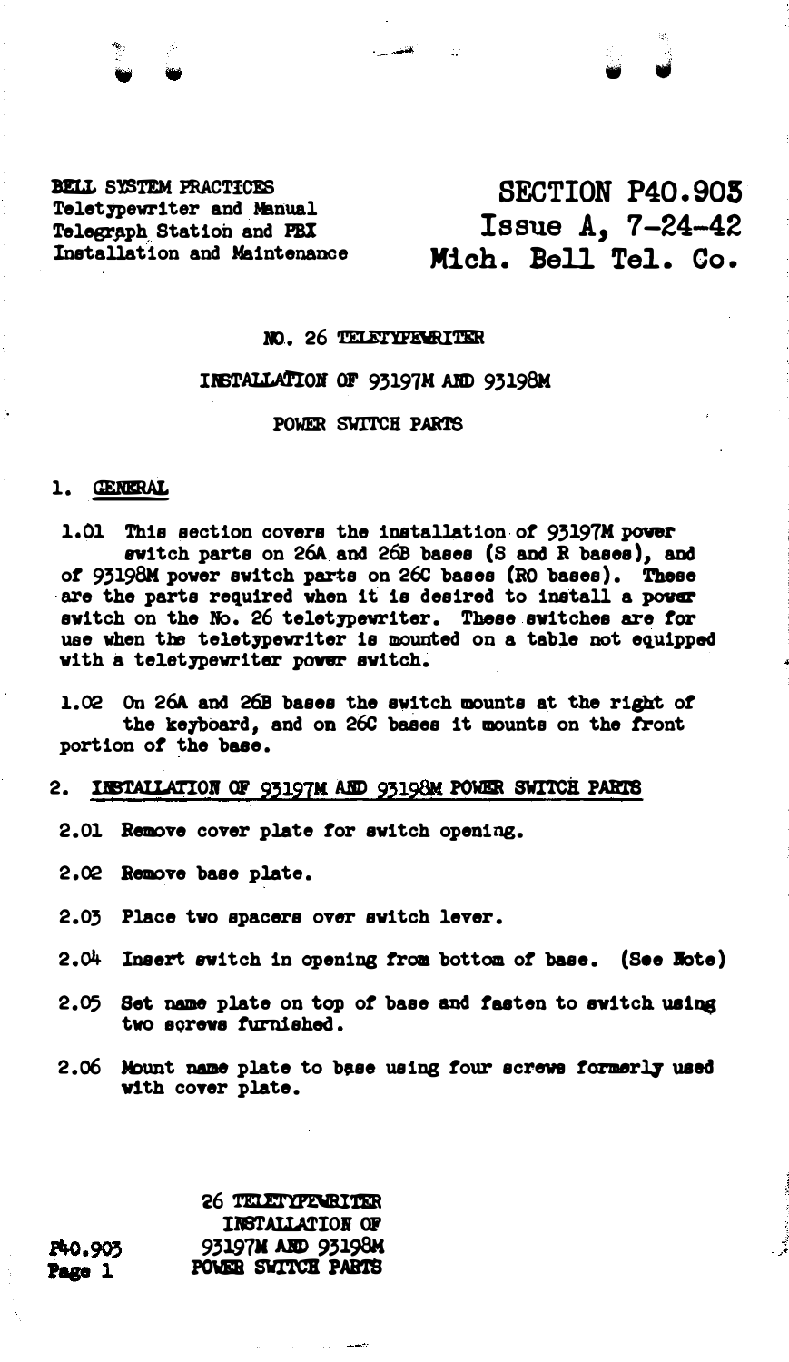BELL SYSTEM PRACTICES
Teletypewriter and Manual
Telegraph Station and PBX
Installation and Maintenance

SECTION P40.903
Issue A, 7-24-42
Mich. Bell Tel. Co.

# NO. 26 TELETYPEWRITER

## INSTALLATION OF 93197M AND 93198M

## POWER SWITCH PARTS

## 1. GENERAL

1.01 This section covers the installation of 93197M power switch parts on 26A and 26B bases (S and R bases), and of 93198M power switch parts on 26C bases (RO bases). These are the parts required when it is desired to install a power switch on the No. 26 teletypewriter. These switches are for use when the teletypewriter is mounted on a table not equipped with a teletypewriter power switch.

1.02 On 26A and 26B bases the switch mounts at the right of the keyboard, and on 26C bases it mounts on the front portion of the base.

## 2. INSTALLATION OF 93197M AND 93198M POWER SWITCH PARTS

2.01 Remove cover plate for switch opening.

2.02 Remove base plate.

2.03 Place two spacers over switch lever.

2.04 Insert switch in opening from bottom of base. (See Note)

2.05 Set name plate on top of base and fasten to switch using two screws furnished.

2.06 Mount name plate to base using four screws formerly used with cover plate.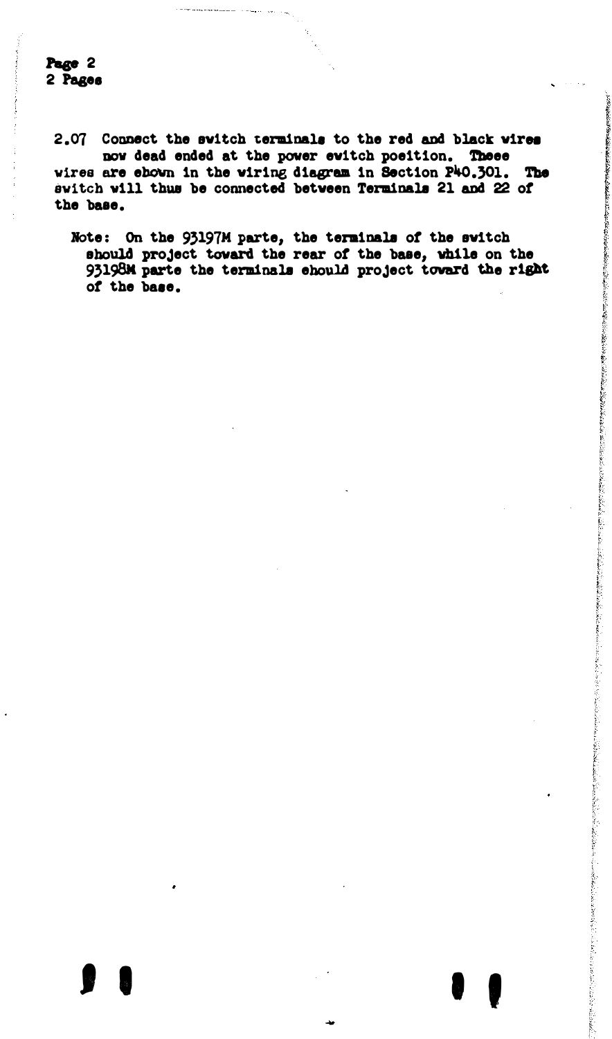2.07 Connect the switch terminals to the red and black wires now dead ended at the power switch position. These wires are shown in the wiring diagram in Section P40.301. The switch will thus be connected between Terminals 21 and 22 of the base.

Note: On the 93197M parts, the terminals of the switch should project toward the rear of the base, while on the 93198M parts the terminals should project toward the right of the base.